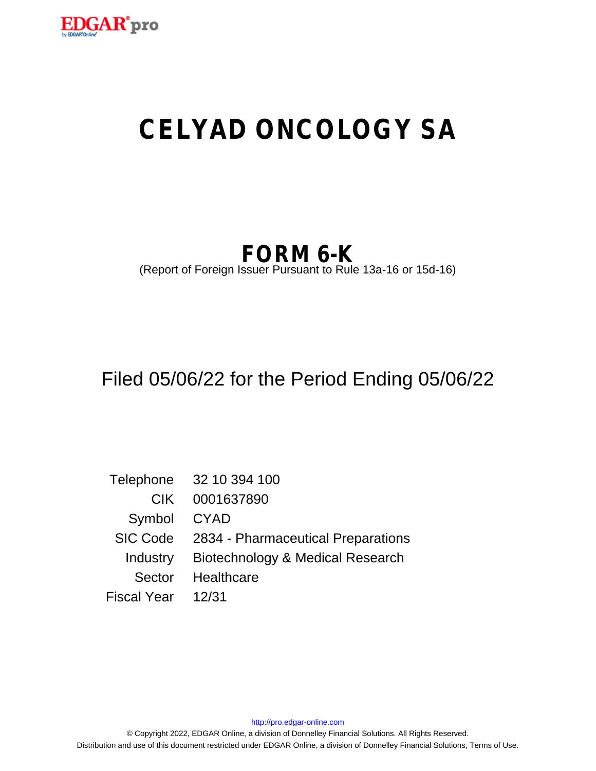# CELYAD ONCOLOGY SA

## FORM 6-K

(Report of Foreign Issuer Pursuant to Rule 13a-16 or 15d-16)

Filed 05/06/22 for the Period Ending 05/06/22

| | |
|---|---|
| Telephone | 32 10 394 100 |
| CIK | 0001637890 |
| Symbol | CYAD |
| SIC Code | 2834 - Pharmaceutical Preparations |
| Industry | Biotechnology & Medical Research |
| Sector | Healthcare |
| Fiscal Year | 12/31 |

http://pro.edgar-online.com

© Copyright 2022, EDGAR Online, a division of Donnelley Financial Solutions. All Rights Reserved.
Distribution and use of this document restricted under EDGAR Online, a division of Donnelley Financial Solutions, Terms of Use.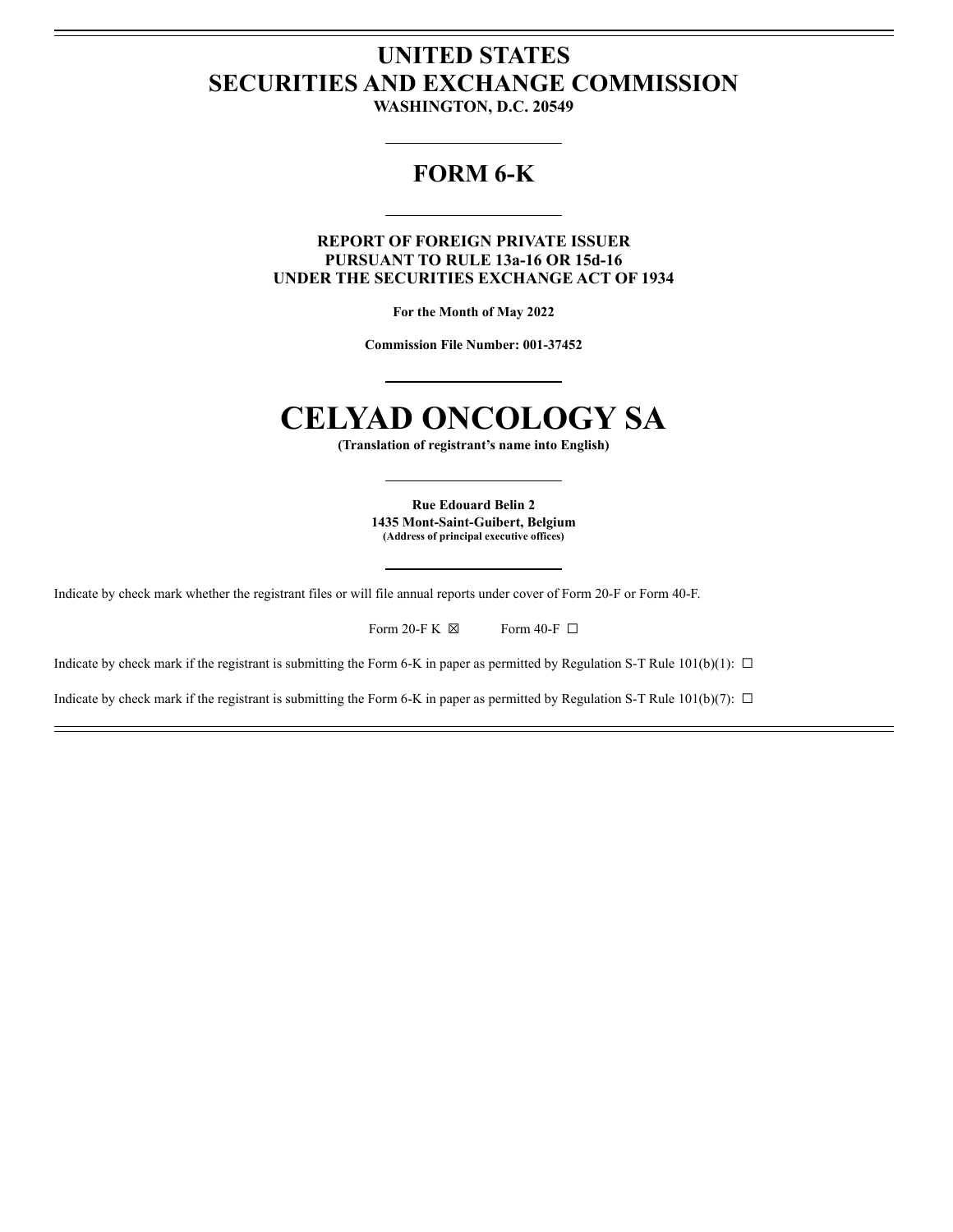# UNITED STATES
# SECURITIES AND EXCHANGE COMMISSION

**WASHINGTON, D.C. 20549**

## FORM 6-K

**REPORT OF FOREIGN PRIVATE ISSUER**
**PURSUANT TO RULE 13a-16 OR 15d-16**
**UNDER THE SECURITIES EXCHANGE ACT OF 1934**

**For the Month of May 2022**

**Commission File Number: 001-37452**

# CELYAD ONCOLOGY SA

**(Translation of registrant's name into English)**

**Rue Edouard Belin 2**
**1435 Mont-Saint-Guibert, Belgium**
**(Address of principal executive offices)**

Indicate by check mark whether the registrant files or will file annual reports under cover of Form 20-F or Form 40-F.

Form 20-F K ☒ Form 40-F ☐

Indicate by check mark if the registrant is submitting the Form 6-K in paper as permitted by Regulation S-T Rule 101(b)(1): ☐

Indicate by check mark if the registrant is submitting the Form 6-K in paper as permitted by Regulation S-T Rule 101(b)(7): ☐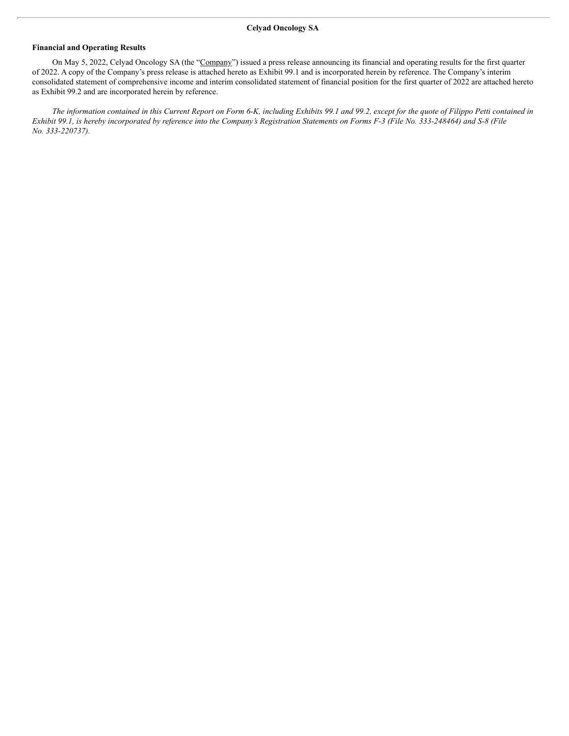**Celyad Oncology SA**

**Financial and Operating Results**

On May 5, 2022, Celyad Oncology SA (the "Company") issued a press release announcing its financial and operating results for the first quarter of 2022. A copy of the Company's press release is attached hereto as Exhibit 99.1 and is incorporated herein by reference. The Company's interim consolidated statement of comprehensive income and interim consolidated statement of financial position for the first quarter of 2022 are attached hereto as Exhibit 99.2 and are incorporated herein by reference.

*The information contained in this Current Report on Form 6-K, including Exhibits 99.1 and 99.2, except for the quote of Filippo Petti contained in Exhibit 99.1, is hereby incorporated by reference into the Company's Registration Statements on Forms F-3 (File No. 333-248464) and S-8 (File No. 333-220737).*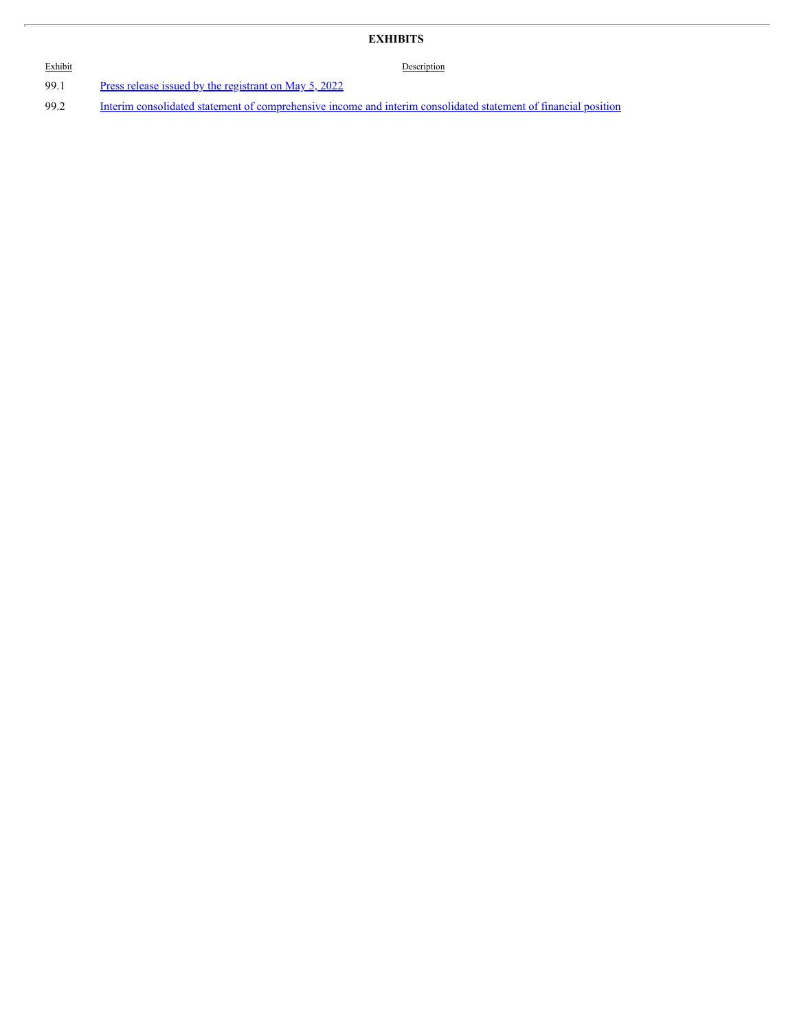**EXHIBITS**

| Exhibit | Description |
|---|---|
| 99.1 | Press release issued by the registrant on May 5, 2022 |
| 99.2 | Interim consolidated statement of comprehensive income and interim consolidated statement of financial position |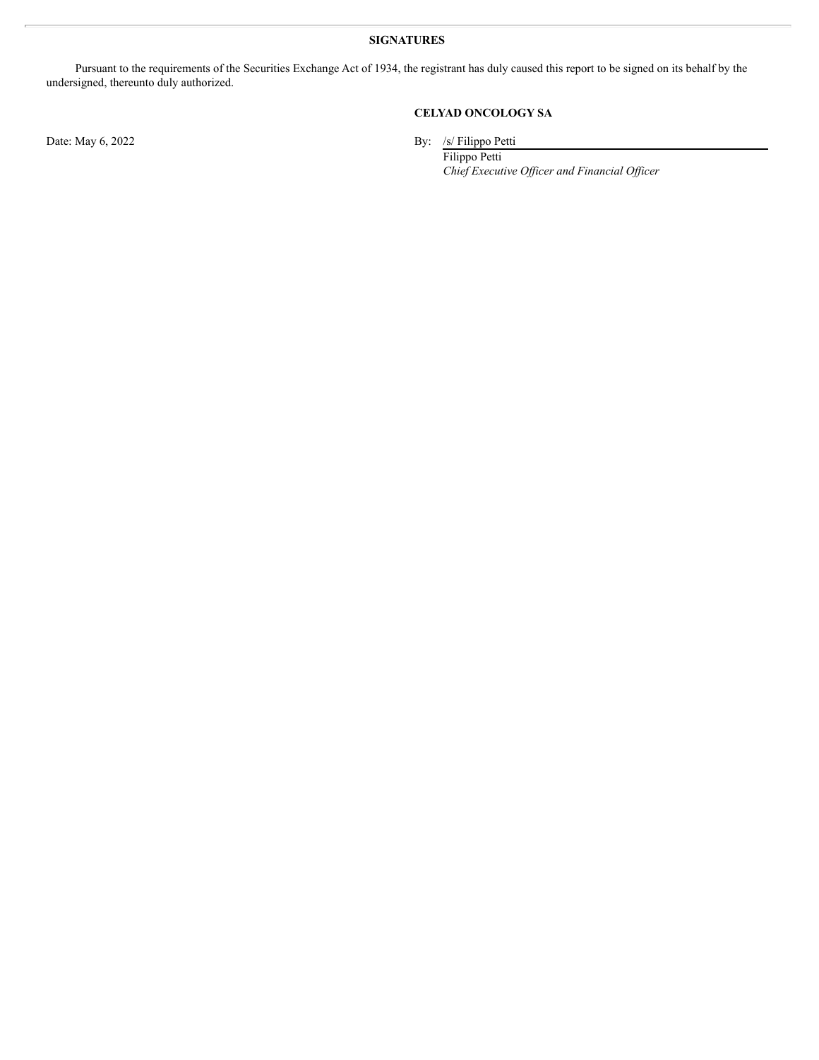**SIGNATURES**

Pursuant to the requirements of the Securities Exchange Act of 1934, the registrant has duly caused this report to be signed on its behalf by the undersigned, thereunto duly authorized.

**CELYAD ONCOLOGY SA**

Date: May 6, 2022

By: /s/ Filippo Petti

Filippo Petti

*Chief Executive Officer and Financial Officer*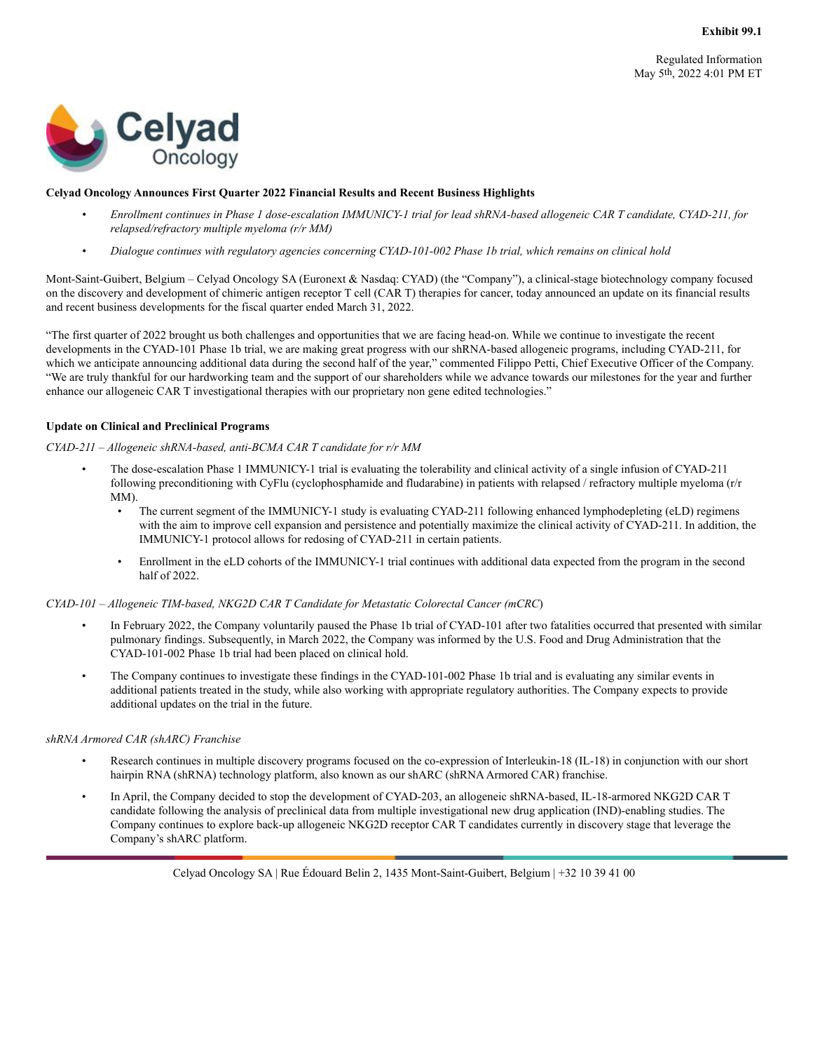Exhibit 99.1

Regulated Information
May 5th, 2022 4:01 PM ET

**Celyad Oncology Announces First Quarter 2022 Financial Results and Recent Business Highlights**

- *Enrollment continues in Phase 1 dose-escalation IMMUNICY-1 trial for lead shRNA-based allogeneic CAR T candidate, CYAD-211, for relapsed/refractory multiple myeloma (r/r MM)*
- *Dialogue continues with regulatory agencies concerning CYAD-101-002 Phase 1b trial, which remains on clinical hold*

Mont-Saint-Guibert, Belgium – Celyad Oncology SA (Euronext & Nasdaq: CYAD) (the "Company"), a clinical-stage biotechnology company focused on the discovery and development of chimeric antigen receptor T cell (CAR T) therapies for cancer, today announced an update on its financial results and recent business developments for the fiscal quarter ended March 31, 2022.

"The first quarter of 2022 brought us both challenges and opportunities that we are facing head-on. While we continue to investigate the recent developments in the CYAD-101 Phase 1b trial, we are making great progress with our shRNA-based allogeneic programs, including CYAD-211, for which we anticipate announcing additional data during the second half of the year," commented Filippo Petti, Chief Executive Officer of the Company. "We are truly thankful for our hardworking team and the support of our shareholders while we advance towards our milestones for the year and further enhance our allogeneic CAR T investigational therapies with our proprietary non gene edited technologies."

**Update on Clinical and Preclinical Programs**

*CYAD-211 – Allogeneic shRNA-based, anti-BCMA CAR T candidate for r/r MM*

- The dose-escalation Phase 1 IMMUNICY-1 trial is evaluating the tolerability and clinical activity of a single infusion of CYAD-211 following preconditioning with CyFlu (cyclophosphamide and fludarabine) in patients with relapsed / refractory multiple myeloma (r/r MM).
  - The current segment of the IMMUNICY-1 study is evaluating CYAD-211 following enhanced lymphodepleting (eLD) regimens with the aim to improve cell expansion and persistence and potentially maximize the clinical activity of CYAD-211. In addition, the IMMUNICY-1 protocol allows for redosing of CYAD-211 in certain patients.
  - Enrollment in the eLD cohorts of the IMMUNICY-1 trial continues with additional data expected from the program in the second half of 2022.

*CYAD-101 – Allogeneic TIM-based, NKG2D CAR T Candidate for Metastatic Colorectal Cancer (mCRC)*

- In February 2022, the Company voluntarily paused the Phase 1b trial of CYAD-101 after two fatalities occurred that presented with similar pulmonary findings. Subsequently, in March 2022, the Company was informed by the U.S. Food and Drug Administration that the CYAD-101-002 Phase 1b trial had been placed on clinical hold.
- The Company continues to investigate these findings in the CYAD-101-002 Phase 1b trial and is evaluating any similar events in additional patients treated in the study, while also working with appropriate regulatory authorities. The Company expects to provide additional updates on the trial in the future.

*shRNA Armored CAR (shARC) Franchise*

- Research continues in multiple discovery programs focused on the co-expression of Interleukin-18 (IL-18) in conjunction with our short hairpin RNA (shRNA) technology platform, also known as our shARC (shRNA Armored CAR) franchise.
- In April, the Company decided to stop the development of CYAD-203, an allogeneic shRNA-based, IL-18-armored NKG2D CAR T candidate following the analysis of preclinical data from multiple investigational new drug application (IND)-enabling studies. The Company continues to explore back-up allogeneic NKG2D receptor CAR T candidates currently in discovery stage that leverage the Company's shARC platform.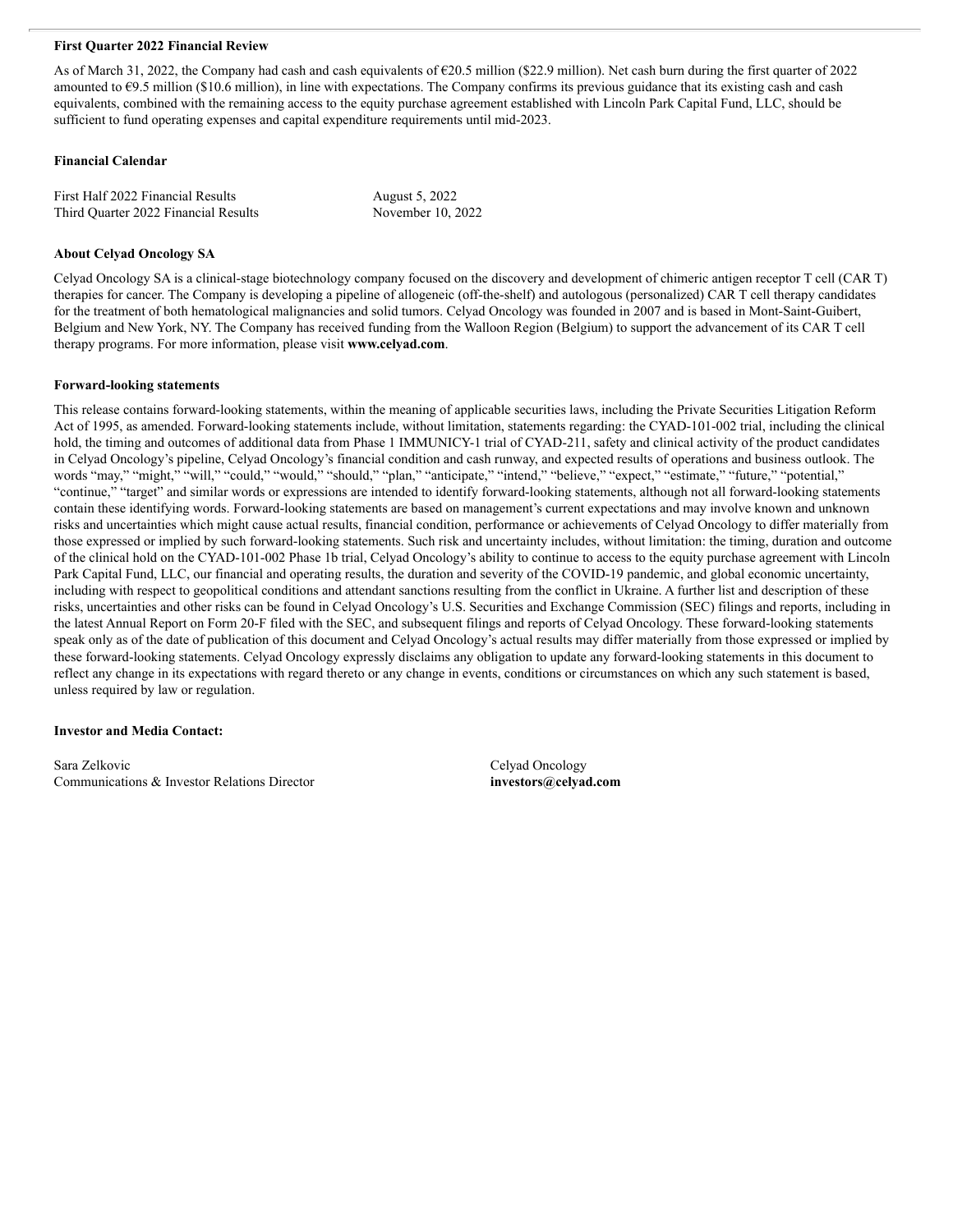**First Quarter 2022 Financial Review**

As of March 31, 2022, the Company had cash and cash equivalents of €20.5 million ($22.9 million). Net cash burn during the first quarter of 2022 amounted to €9.5 million ($10.6 million), in line with expectations. The Company confirms its previous guidance that its existing cash and cash equivalents, combined with the remaining access to the equity purchase agreement established with Lincoln Park Capital Fund, LLC, should be sufficient to fund operating expenses and capital expenditure requirements until mid-2023.

**Financial Calendar**

| | |
|---|---|
| First Half 2022 Financial Results | August 5, 2022 |
| Third Quarter 2022 Financial Results | November 10, 2022 |

**About Celyad Oncology SA**

Celyad Oncology SA is a clinical-stage biotechnology company focused on the discovery and development of chimeric antigen receptor T cell (CAR T) therapies for cancer. The Company is developing a pipeline of allogeneic (off-the-shelf) and autologous (personalized) CAR T cell therapy candidates for the treatment of both hematological malignancies and solid tumors. Celyad Oncology was founded in 2007 and is based in Mont-Saint-Guibert, Belgium and New York, NY. The Company has received funding from the Walloon Region (Belgium) to support the advancement of its CAR T cell therapy programs. For more information, please visit **www.celyad.com**.

**Forward-looking statements**

This release contains forward-looking statements, within the meaning of applicable securities laws, including the Private Securities Litigation Reform Act of 1995, as amended. Forward-looking statements include, without limitation, statements regarding: the CYAD-101-002 trial, including the clinical hold, the timing and outcomes of additional data from Phase 1 IMMUNICY-1 trial of CYAD-211, safety and clinical activity of the product candidates in Celyad Oncology's pipeline, Celyad Oncology's financial condition and cash runway, and expected results of operations and business outlook. The words "may," "might," "will," "could," "would," "should," "plan," "anticipate," "intend," "believe," "expect," "estimate," "future," "potential," "continue," "target" and similar words or expressions are intended to identify forward-looking statements, although not all forward-looking statements contain these identifying words. Forward-looking statements are based on management's current expectations and may involve known and unknown risks and uncertainties which might cause actual results, financial condition, performance or achievements of Celyad Oncology to differ materially from those expressed or implied by such forward-looking statements. Such risk and uncertainty includes, without limitation: the timing, duration and outcome of the clinical hold on the CYAD-101-002 Phase 1b trial, Celyad Oncology's ability to continue to access to the equity purchase agreement with Lincoln Park Capital Fund, LLC, our financial and operating results, the duration and severity of the COVID-19 pandemic, and global economic uncertainty, including with respect to geopolitical conditions and attendant sanctions resulting from the conflict in Ukraine. A further list and description of these risks, uncertainties and other risks can be found in Celyad Oncology's U.S. Securities and Exchange Commission (SEC) filings and reports, including in the latest Annual Report on Form 20-F filed with the SEC, and subsequent filings and reports of Celyad Oncology. These forward-looking statements speak only as of the date of publication of this document and Celyad Oncology's actual results may differ materially from those expressed or implied by these forward-looking statements. Celyad Oncology expressly disclaims any obligation to update any forward-looking statements in this document to reflect any change in its expectations with regard thereto or any change in events, conditions or circumstances on which any such statement is based, unless required by law or regulation.

**Investor and Media Contact:**

Sara Zelkovic
Communications & Investor Relations Director

Celyad Oncology
**investors@celyad.com**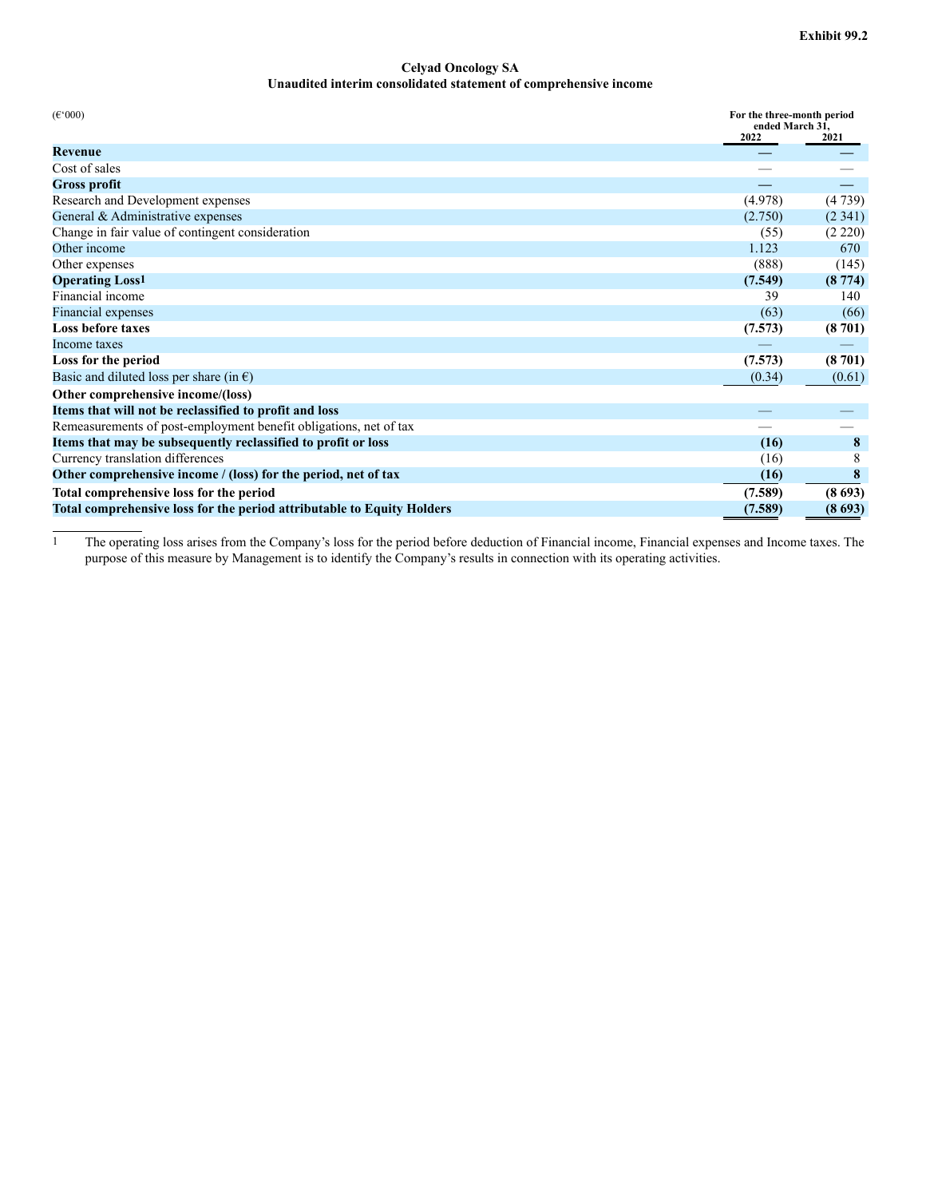**Exhibit 99.2**

**Celyad Oncology SA**
**Unaudited interim consolidated statement of comprehensive income**

| (€'000) | For the three-month period ended March 31, | |
|---|---|---|
| | 2022 | 2021 |
| **Revenue** | — | — |
| Cost of sales | — | — |
| **Gross profit** | — | — |
| Research and Development expenses | (4.978) | (4 739) |
| General & Administrative expenses | (2.750) | (2 341) |
| Change in fair value of contingent consideration | (55) | (2 220) |
| Other income | 1.123 | 670 |
| Other expenses | (888) | (145) |
| **Operating Loss[1]** | **(7.549)** | **(8 774)** |
| Financial income | 39 | 140 |
| Financial expenses | (63) | (66) |
| **Loss before taxes** | **(7.573)** | **(8 701)** |
| Income taxes | — | — |
| **Loss for the period** | **(7.573)** | **(8 701)** |
| Basic and diluted loss per share (in €) | (0.34) | (0.61) |
| **Other comprehensive income/(loss)** | | |
| **Items that will not be reclassified to profit and loss** | — | — |
| Remeasurements of post-employment benefit obligations, net of tax | — | — |
| **Items that may be subsequently reclassified to profit or loss** | **(16)** | **8** |
| Currency translation differences | (16) | 8 |
| **Other comprehensive income / (loss) for the period, net of tax** | **(16)** | **8** |
| **Total comprehensive loss for the period** | **(7.589)** | **(8 693)** |
| **Total comprehensive loss for the period attributable to Equity Holders** | **(7.589)** | **(8 693)** |

1 The operating loss arises from the Company's loss for the period before deduction of Financial income, Financial expenses and Income taxes. The purpose of this measure by Management is to identify the Company's results in connection with its operating activities.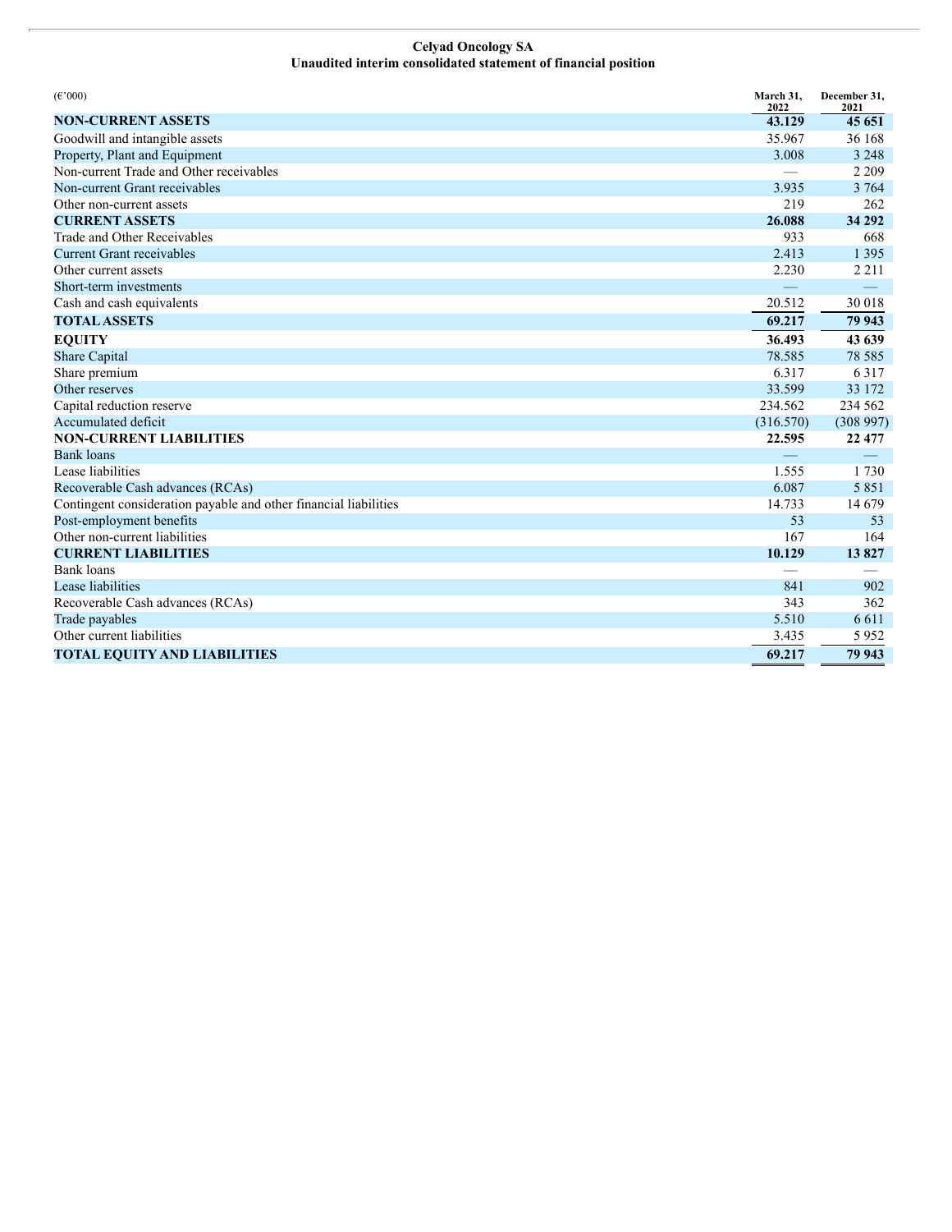**Celyad Oncology SA**
**Unaudited interim consolidated statement of financial position**

| (€'000) | March 31, 2022 | December 31, 2021 |
|---|---|---|
| **NON-CURRENT ASSETS** | **43.129** | **45 651** |
| Goodwill and intangible assets | 35.967 | 36 168 |
| Property, Plant and Equipment | 3.008 | 3 248 |
| Non-current Trade and Other receivables | — | 2 209 |
| Non-current Grant receivables | 3.935 | 3 764 |
| Other non-current assets | 219 | 262 |
| **CURRENT ASSETS** | **26.088** | **34 292** |
| Trade and Other Receivables | 933 | 668 |
| Current Grant receivables | 2.413 | 1 395 |
| Other current assets | 2.230 | 2 211 |
| Short-term investments | — | — |
| Cash and cash equivalents | 20.512 | 30 018 |
| **TOTAL ASSETS** | **69.217** | **79 943** |
| **EQUITY** | **36.493** | **43 639** |
| Share Capital | 78.585 | 78 585 |
| Share premium | 6.317 | 6 317 |
| Other reserves | 33.599 | 33 172 |
| Capital reduction reserve | 234.562 | 234 562 |
| Accumulated deficit | (316.570) | (308 997) |
| **NON-CURRENT LIABILITIES** | **22.595** | **22 477** |
| Bank loans | — | — |
| Lease liabilities | 1.555 | 1 730 |
| Recoverable Cash advances (RCAs) | 6.087 | 5 851 |
| Contingent consideration payable and other financial liabilities | 14.733 | 14 679 |
| Post-employment benefits | 53 | 53 |
| Other non-current liabilities | 167 | 164 |
| **CURRENT LIABILITIES** | **10.129** | **13 827** |
| Bank loans | — | — |
| Lease liabilities | 841 | 902 |
| Recoverable Cash advances (RCAs) | 343 | 362 |
| Trade payables | 5.510 | 6 611 |
| Other current liabilities | 3.435 | 5 952 |
| **TOTAL EQUITY AND LIABILITIES** | **69.217** | **79 943** |